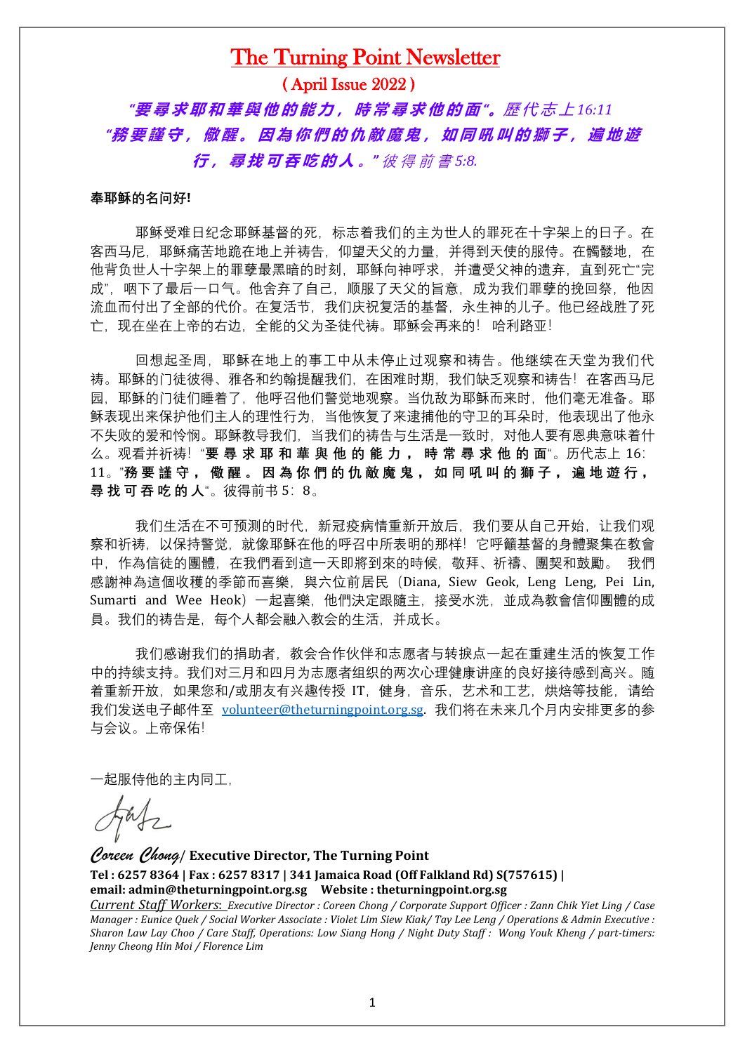# The Turning Point Newsletter

## ( April Issue 2022 )

***"要尋求耶和華與他的能力，時常尋求他的面"。****歷代志上16:11*

***"務要謹守，儆醒。因為你們的仇敵魔鬼，如同吼叫的獅子，遍地遊行，尋找可吞吃的人。"*** *彼得前書5:8.*

**奉耶稣的名问好!**

耶稣受难日纪念耶稣基督的死，标志着我们的主为世人的罪死在十字架上的日子。在客西马尼，耶稣痛苦地跪在地上并祷告，仰望天父的力量，并得到天使的服侍。在髑髅地，在他背负世人十字架上的罪孽最黑暗的时刻，耶稣向神呼求，并遭受父神的遗弃，直到死亡"完成"，咽下了最后一口气。他舍弃了自己，顺服了天父的旨意，成为我们罪孽的挽回祭，他因流血而付出了全部的代价。在复活节，我们庆祝复活的基督，永生神的儿子。他已经战胜了死亡，现在坐在上帝的右边，全能的父为圣徒代祷。耶稣会再来的！ 哈利路亚！

回想起圣周，耶稣在地上的事工中从未停止过观察和祷告。他继续在天堂为我们代祷。耶稣的门徒彼得、雅各和约翰提醒我们，在困难时期，我们缺乏观察和祷告！在客西马尼园，耶稣的门徒们睡着了，他呼召他们警觉地观察。当仇敌为耶稣而来时，他们毫无准备。耶稣表现出来保护他们主人的理性行为，当他恢复了来逮捕他的守卫的耳朵时，他表现出了他永不失败的爱和怜悯。耶稣教导我们，当我们的祷告与生活是一致时，对他人要有恩典意味着什么。观看并祈祷！"**要 尋 求 耶 和 華 與 他 的 能 力 ， 時 常 尋 求 他 的 面**"。历代志上 16：11。"**務 要 謹 守 ， 儆 醒 。 因 為 你 們 的 仇 敵 魔 鬼 ， 如 同 吼 叫 的 獅 子 ， 遍 地 遊 行 ， 尋 找 可 吞 吃 的 人**"。彼得前书 5：8。

我们生活在不可预测的时代，新冠疫病情重新开放后，我们要从自己开始，让我们观察和祈祷，以保持警觉，就像耶稣在他的呼召中所表明的那样！它呼籲基督的身體聚集在教會中，作為信徒的團體，在我們看到這一天即將到來的時候，敬拜、祈禱、團契和鼓勵。 我們感謝神為這個收穫的季節而喜樂，與六位前居民（Diana, Siew Geok, Leng Leng, Pei Lin, Sumarti and Wee Heok）一起喜樂，他們決定跟隨主，接受水洗，並成為教會信仰團體的成員。我们的祷告是，每个人都会融入教会的生活，并成长。

我们感谢我们的捐助者，教会合作伙伴和志愿者与转捩点一起在重建生活的恢复工作中的持续支持。我们对三月和四月为志愿者组织的两次心理健康讲座的良好接待感到高兴。随着重新开放，如果您和/或朋友有兴趣传授 IT，健身，音乐，艺术和工艺，烘焙等技能，请给我们发送电子邮件至 volunteer@theturningpoint.org.sg. 我们将在未来几个月内安排更多的参与会议。上帝保佑！

一起服侍他的主内同工，

*Coreen Chong*/ **Executive Director, The Turning Point**

**Tel : 6257 8364 | Fax : 6257 8317 | 341 Jamaica Road (Off Falkland Rd) S(757615) |**
**email: admin@theturningpoint.org.sg Website : theturningpoint.org.sg**

*Current Staff Workers: Executive Director : Coreen Chong / Corporate Support Officer : Zann Chik Yiet Ling / Case Manager : Eunice Quek / Social Worker Associate : Violet Lim Siew Kiak/ Tay Lee Leng / Operations & Admin Executive : Sharon Law Lay Choo / Care Staff, Operations: Low Siang Hong / Night Duty Staff : Wong Youk Kheng / part-timers: Jenny Cheong Hin Moi / Florence Lim*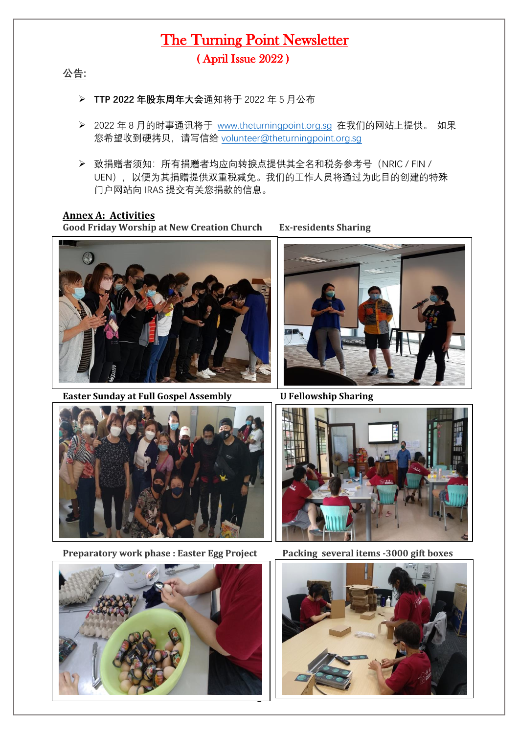# The Turning Point Newsletter

## ( April Issue 2022 )

**公告:**

- **TTP 2022 年股东周年大会**通知将于 2022 年 5 月公布
- 2022 年 8 月的时事通讯将于 www.theturningpoint.org.sg 在我们的网站上提供。 如果您希望收到硬拷贝，请写信给 volunteer@theturningpoint.org.sg
- 致捐赠者须知：所有捐赠者均应向转捩点提供其全名和税务参考号（NRIC / FIN / UEN），以便为其捐赠提供双重税减免。我们的工作人员将通过为此目的创建的特殊门户网站向 IRAS 提交有关您捐款的信息。

## Annex A: Activities

**Good Friday Worship at New Creation Church**

**Ex-residents Sharing**

**Easter Sunday at Full Gospel Assembly**

**U Fellowship Sharing**

**Preparatory work phase : Easter Egg Project**

**Packing several items -3000 gift boxes**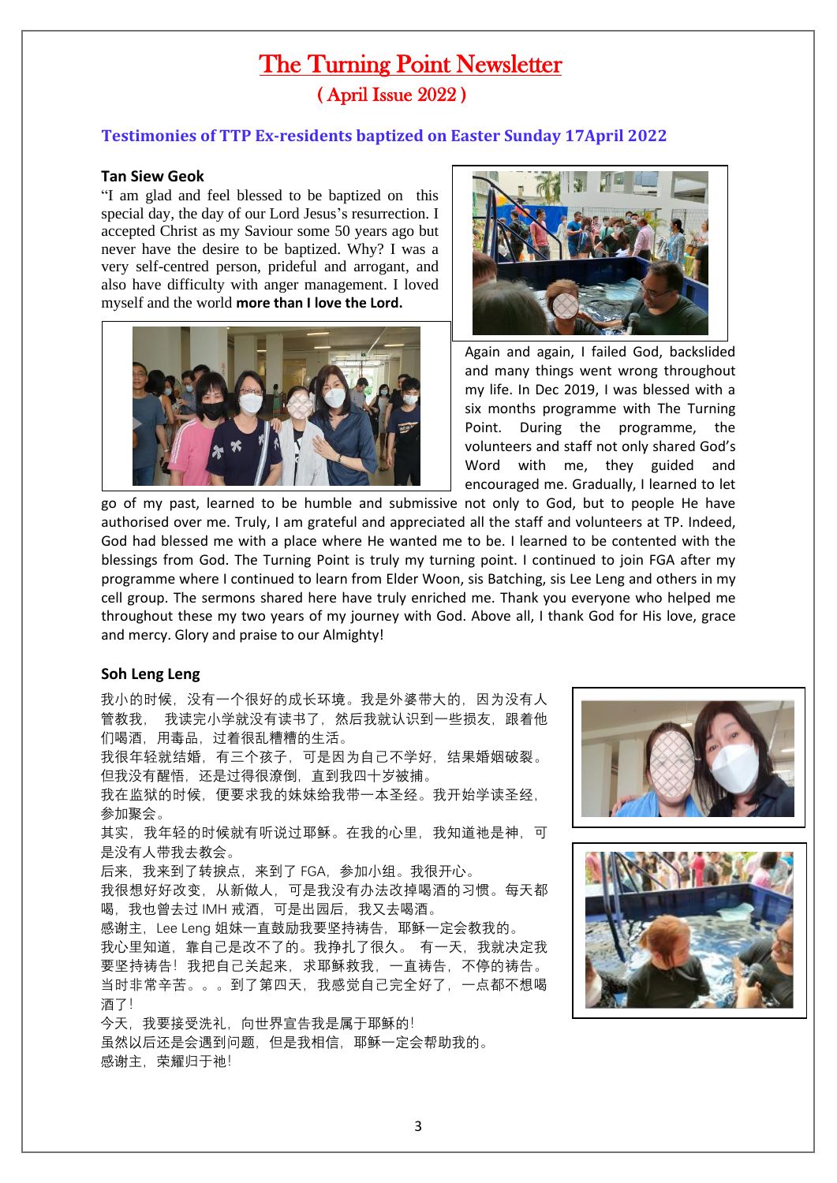# The Turning Point Newsletter

## ( April Issue 2022 )

### Testimonies of TTP Ex-residents baptized on Easter Sunday 17April 2022

**Tan Siew Geok**

"I am glad and feel blessed to be baptized on this special day, the day of our Lord Jesus's resurrection. I accepted Christ as my Saviour some 50 years ago but never have the desire to be baptized. Why? I was a very self-centred person, prideful and arrogant, and also have difficulty with anger management. I loved myself and the world **more than I love the Lord.**

Again and again, I failed God, backslided and many things went wrong throughout my life. In Dec 2019, I was blessed with a six months programme with The Turning Point. During the programme, the volunteers and staff not only shared God's Word with me, they guided and encouraged me. Gradually, I learned to let go of my past, learned to be humble and submissive not only to God, but to people He have authorised over me. Truly, I am grateful and appreciated all the staff and volunteers at TP. Indeed, God had blessed me with a place where He wanted me to be. I learned to be contented with the blessings from God. The Turning Point is truly my turning point. I continued to join FGA after my programme where I continued to learn from Elder Woon, sis Batching, sis Lee Leng and others in my cell group. The sermons shared here have truly enriched me. Thank you everyone who helped me throughout these my two years of my journey with God. Above all, I thank God for His love, grace and mercy. Glory and praise to our Almighty!

**Soh Leng Leng**

我小的时候，没有一个很好的成长环境。我是外婆带大的，因为没有人管教我，我读完小学就没有读书了，然后我就认识到一些损友，跟着他们喝酒，用毒品，过着很乱糟糟的生活。

我很年轻就结婚，有三个孩子，可是因为自己不学好，结果婚姻破裂。但我没有醒悟，还是过得很潦倒，直到我四十岁被捕。

我在监狱的时候，便要求我的妹妹给我带一本圣经。我开始学读圣经，参加聚会。

其实，我年轻的时候就有听说过耶稣。在我的心里，我知道祂是神，可是没有人带我去教会。

后来，我来到了转捩点，来到了 FGA，参加小组。我很开心。

我很想好好改变，从新做人，可是我没有办法改掉喝酒的习惯。每天都喝，我也曾去过 IMH 戒酒，可是出园后，我又去喝酒。

感谢主，Lee Leng 姐妹一直鼓励我要坚持祷告，耶稣一定会教我的。

我心里知道，靠自己是改不了的。我挣扎了很久。 有一天，我就决定我要坚持祷告！我把自己关起来，求耶稣救我，一直祷告，不停的祷告。当时非常辛苦。。。到了第四天，我感觉自己完全好了，一点都不想喝酒了！

今天，我要接受洗礼，向世界宣告我是属于耶稣的！

虽然以后还是会遇到问题，但是我相信，耶稣一定会帮助我的。

感谢主，荣耀归于祂！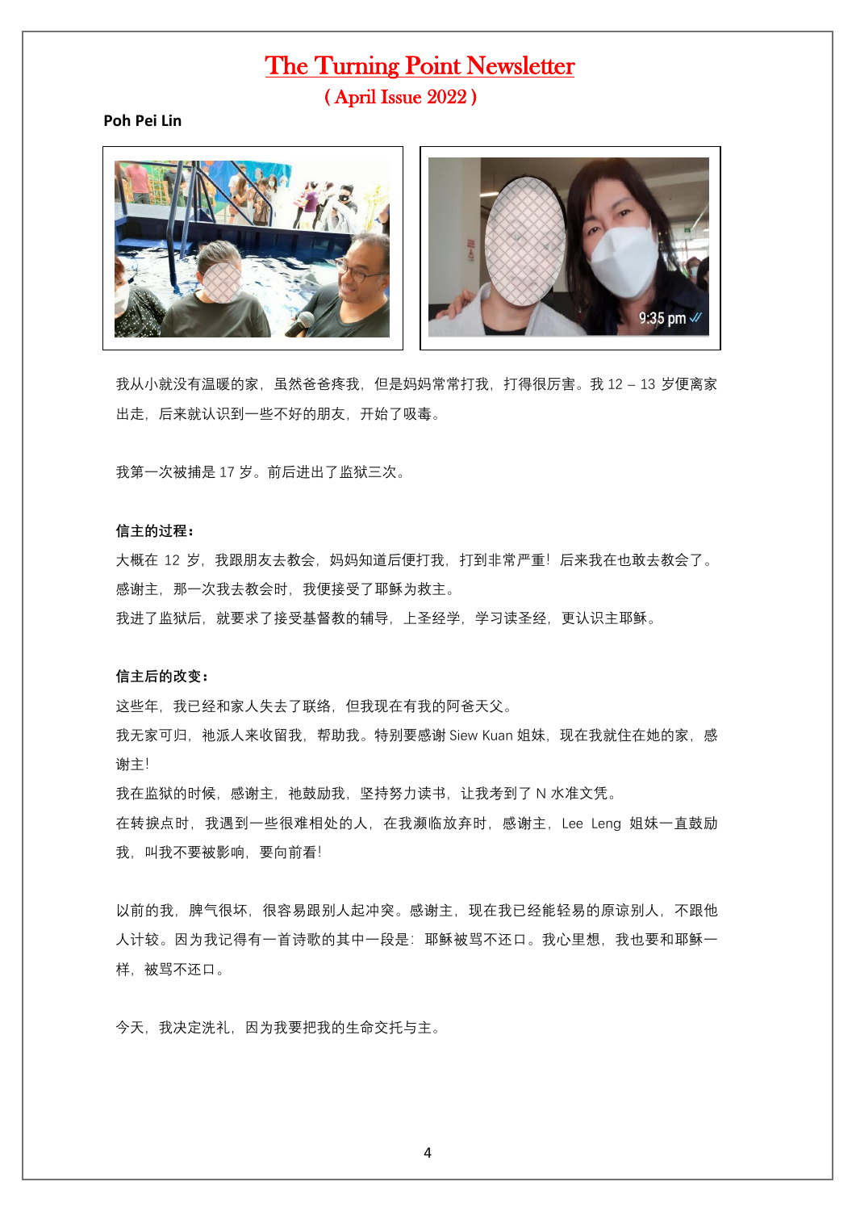# The Turning Point Newsletter

## ( April Issue 2022 )

**Poh Pei Lin**

我从小就没有温暖的家，虽然爸爸疼我，但是妈妈常常打我，打得很厉害。我 12 – 13 岁便离家出走，后来就认识到一些不好的朋友，开始了吸毒。

我第一次被捕是 17 岁。前后进出了监狱三次。

**信主的过程：**

大概在 12 岁，我跟朋友去教会，妈妈知道后便打我，打到非常严重！后来我在也敢去教会了。感谢主，那一次我去教会时，我便接受了耶稣为救主。

我进了监狱后，就要求了接受基督教的辅导，上圣经学，学习读圣经，更认识主耶稣。

**信主后的改变：**

这些年，我已经和家人失去了联络，但我现在有我的阿爸天父。

我无家可归，祂派人来收留我，帮助我。特别要感谢 Siew Kuan 姐妹，现在我就住在她的家，感谢主！

我在监狱的时候，感谢主，祂鼓励我，坚持努力读书，让我考到了 N 水准文凭。

在转捩点时，我遇到一些很难相处的人，在我濒临放弃时，感谢主，Lee Leng 姐妹一直鼓励我，叫我不要被影响，要向前看！

以前的我，脾气很坏，很容易跟别人起冲突。感谢主，现在我已经能轻易的原谅别人，不跟他人计较。因为我记得有一首诗歌的其中一段是：耶稣被骂不还口。我心里想，我也要和耶稣一样，被骂不还口。

今天，我决定洗礼，因为我要把我的生命交托与主。